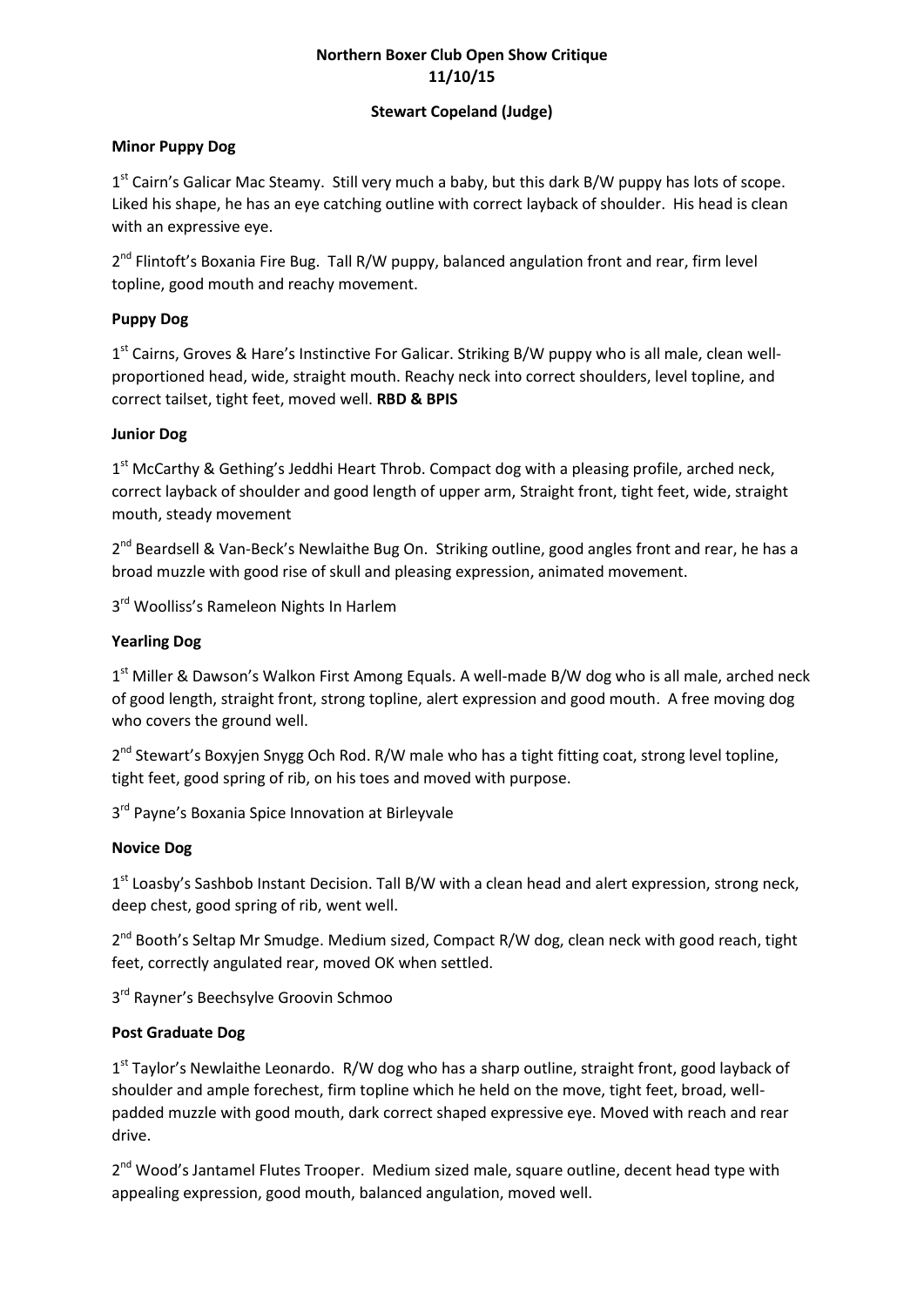**Northern Boxer Club Open Show Critique**
**11/10/15**

**Stewart Copeland (Judge)**

**Minor Puppy Dog**

1st Cairn's Galicar Mac Steamy. Still very much a baby, but this dark B/W puppy has lots of scope. Liked his shape, he has an eye catching outline with correct layback of shoulder. His head is clean with an expressive eye.

2nd Flintoft's Boxania Fire Bug. Tall R/W puppy, balanced angulation front and rear, firm level topline, good mouth and reachy movement.

**Puppy Dog**

1st Cairns, Groves & Hare's Instinctive For Galicar. Striking B/W puppy who is all male, clean well-proportioned head, wide, straight mouth. Reachy neck into correct shoulders, level topline, and correct tailset, tight feet, moved well. **RBD & BPIS**

**Junior Dog**

1st McCarthy & Gething's Jeddhi Heart Throb. Compact dog with a pleasing profile, arched neck, correct layback of shoulder and good length of upper arm, Straight front, tight feet, wide, straight mouth, steady movement

2nd Beardsell & Van-Beck's Newlaithe Bug On. Striking outline, good angles front and rear, he has a broad muzzle with good rise of skull and pleasing expression, animated movement.

3rd Woolliss's Rameleon Nights In Harlem

**Yearling Dog**

1st Miller & Dawson's Walkon First Among Equals. A well-made B/W dog who is all male, arched neck of good length, straight front, strong topline, alert expression and good mouth. A free moving dog who covers the ground well.

2nd Stewart's Boxyjen Snygg Och Rod. R/W male who has a tight fitting coat, strong level topline, tight feet, good spring of rib, on his toes and moved with purpose.

3rd Payne's Boxania Spice Innovation at Birleyvale

**Novice Dog**

1st Loasby's Sashbob Instant Decision. Tall B/W with a clean head and alert expression, strong neck, deep chest, good spring of rib, went well.

2nd Booth's Seltap Mr Smudge. Medium sized, Compact R/W dog, clean neck with good reach, tight feet, correctly angulated rear, moved OK when settled.

3rd Rayner's Beechsylve Groovin Schmoo

**Post Graduate Dog**

1st Taylor's Newlaithe Leonardo. R/W dog who has a sharp outline, straight front, good layback of shoulder and ample forechest, firm topline which he held on the move, tight feet, broad, well-padded muzzle with good mouth, dark correct shaped expressive eye. Moved with reach and rear drive.

2nd Wood's Jantamel Flutes Trooper. Medium sized male, square outline, decent head type with appealing expression, good mouth, balanced angulation, moved well.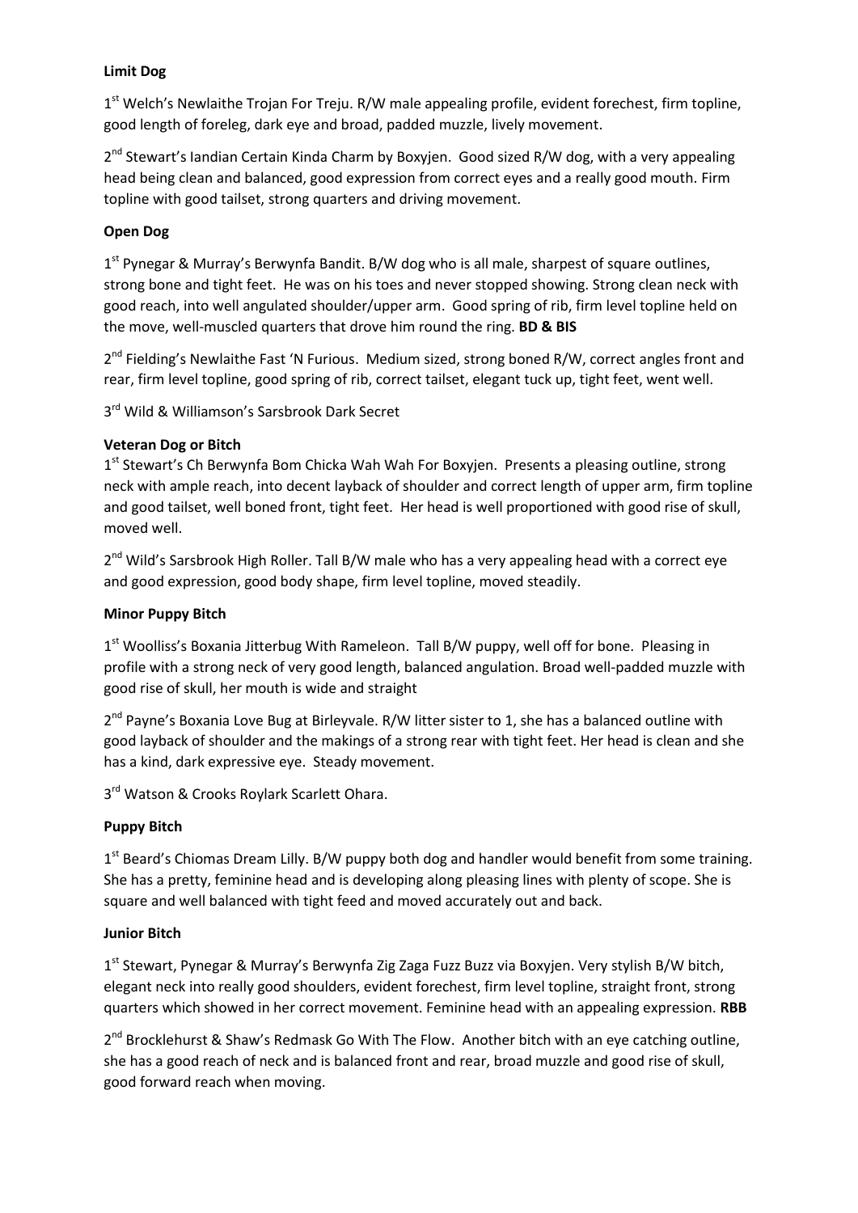**Limit Dog**

1st Welch's Newlaithe Trojan For Treju. R/W male appealing profile, evident forechest, firm topline, good length of foreleg, dark eye and broad, padded muzzle, lively movement.

2nd Stewart's Iandian Certain Kinda Charm by Boxyjen. Good sized R/W dog, with a very appealing head being clean and balanced, good expression from correct eyes and a really good mouth. Firm topline with good tailset, strong quarters and driving movement.

**Open Dog**

1st Pynegar & Murray's Berwynfa Bandit. B/W dog who is all male, sharpest of square outlines, strong bone and tight feet. He was on his toes and never stopped showing. Strong clean neck with good reach, into well angulated shoulder/upper arm. Good spring of rib, firm level topline held on the move, well-muscled quarters that drove him round the ring. **BD & BIS**

2nd Fielding's Newlaithe Fast 'N Furious. Medium sized, strong boned R/W, correct angles front and rear, firm level topline, good spring of rib, correct tailset, elegant tuck up, tight feet, went well.

3rd Wild & Williamson's Sarsbrook Dark Secret

**Veteran Dog or Bitch**

1st Stewart's Ch Berwynfa Bom Chicka Wah Wah For Boxyjen. Presents a pleasing outline, strong neck with ample reach, into decent layback of shoulder and correct length of upper arm, firm topline and good tailset, well boned front, tight feet. Her head is well proportioned with good rise of skull, moved well.

2nd Wild's Sarsbrook High Roller. Tall B/W male who has a very appealing head with a correct eye and good expression, good body shape, firm level topline, moved steadily.

**Minor Puppy Bitch**

1st Woolliss's Boxania Jitterbug With Rameleon. Tall B/W puppy, well off for bone. Pleasing in profile with a strong neck of very good length, balanced angulation. Broad well-padded muzzle with good rise of skull, her mouth is wide and straight

2nd Payne's Boxania Love Bug at Birleyvale. R/W litter sister to 1, she has a balanced outline with good layback of shoulder and the makings of a strong rear with tight feet. Her head is clean and she has a kind, dark expressive eye. Steady movement.

3rd Watson & Crooks Roylark Scarlett Ohara.

**Puppy Bitch**

1st Beard's Chiomas Dream Lilly. B/W puppy both dog and handler would benefit from some training. She has a pretty, feminine head and is developing along pleasing lines with plenty of scope. She is square and well balanced with tight feed and moved accurately out and back.

**Junior Bitch**

1st Stewart, Pynegar & Murray's Berwynfa Zig Zaga Fuzz Buzz via Boxyjen. Very stylish B/W bitch, elegant neck into really good shoulders, evident forechest, firm level topline, straight front, strong quarters which showed in her correct movement. Feminine head with an appealing expression. **RBB**

2nd Brocklehurst & Shaw's Redmask Go With The Flow. Another bitch with an eye catching outline, she has a good reach of neck and is balanced front and rear, broad muzzle and good rise of skull, good forward reach when moving.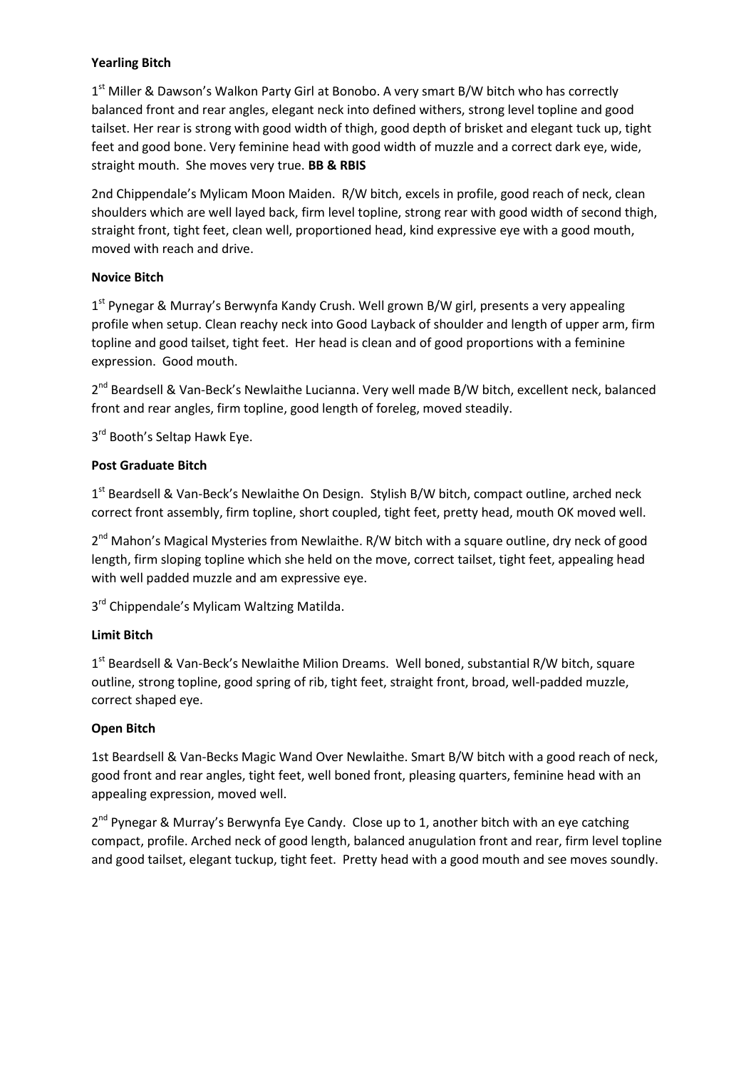**Yearling Bitch**

1st Miller & Dawson's Walkon Party Girl at Bonobo. A very smart B/W bitch who has correctly balanced front and rear angles, elegant neck into defined withers, strong level topline and good tailset. Her rear is strong with good width of thigh, good depth of brisket and elegant tuck up, tight feet and good bone. Very feminine head with good width of muzzle and a correct dark eye, wide, straight mouth. She moves very true. **BB & RBIS**

2nd Chippendale's Mylicam Moon Maiden. R/W bitch, excels in profile, good reach of neck, clean shoulders which are well layed back, firm level topline, strong rear with good width of second thigh, straight front, tight feet, clean well, proportioned head, kind expressive eye with a good mouth, moved with reach and drive.

**Novice Bitch**

1st Pynegar & Murray's Berwynfa Kandy Crush. Well grown B/W girl, presents a very appealing profile when setup. Clean reachy neck into Good Layback of shoulder and length of upper arm, firm topline and good tailset, tight feet. Her head is clean and of good proportions with a feminine expression. Good mouth.

2nd Beardsell & Van-Beck's Newlaithe Lucianna. Very well made B/W bitch, excellent neck, balanced front and rear angles, firm topline, good length of foreleg, moved steadily.

3rd Booth's Seltap Hawk Eye.

**Post Graduate Bitch**

1st Beardsell & Van-Beck's Newlaithe On Design. Stylish B/W bitch, compact outline, arched neck correct front assembly, firm topline, short coupled, tight feet, pretty head, mouth OK moved well.

2nd Mahon's Magical Mysteries from Newlaithe. R/W bitch with a square outline, dry neck of good length, firm sloping topline which she held on the move, correct tailset, tight feet, appealing head with well padded muzzle and am expressive eye.

3rd Chippendale's Mylicam Waltzing Matilda.

**Limit Bitch**

1st Beardsell & Van-Beck's Newlaithe Milion Dreams. Well boned, substantial R/W bitch, square outline, strong topline, good spring of rib, tight feet, straight front, broad, well-padded muzzle, correct shaped eye.

**Open Bitch**

1st Beardsell & Van-Becks Magic Wand Over Newlaithe. Smart B/W bitch with a good reach of neck, good front and rear angles, tight feet, well boned front, pleasing quarters, feminine head with an appealing expression, moved well.

2nd Pynegar & Murray's Berwynfa Eye Candy. Close up to 1, another bitch with an eye catching compact, profile. Arched neck of good length, balanced anugulation front and rear, firm level topline and good tailset, elegant tuckup, tight feet. Pretty head with a good mouth and see moves soundly.